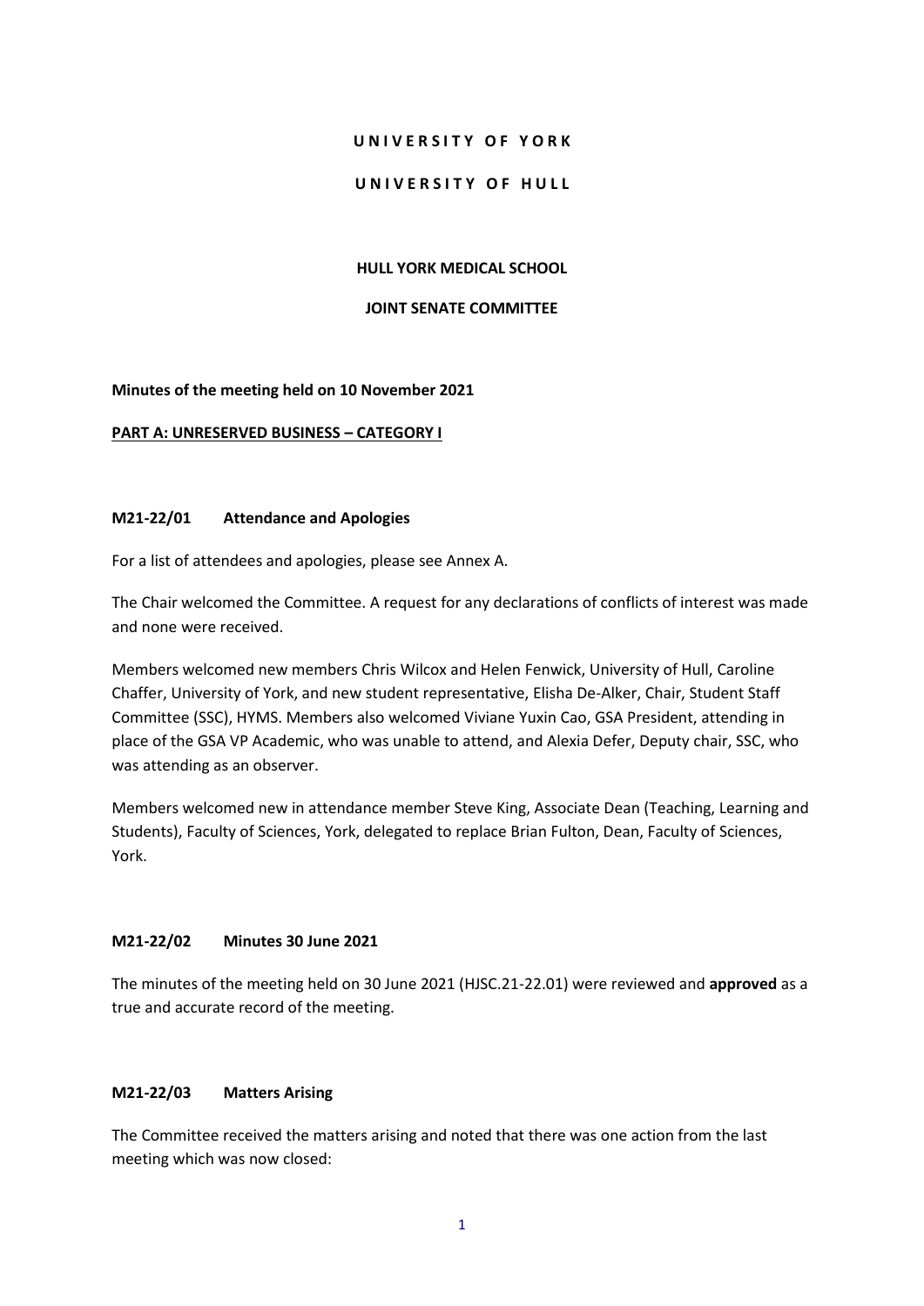**U N I V E R S I T Y   O F   Y O R K**

**U N I V E R S I T Y   O F   H U L L**

**HULL YORK MEDICAL SCHOOL**

**JOINT SENATE COMMITTEE**

**Minutes of the meeting held on 10 November 2021**

**PART A: UNRESERVED BUSINESS – CATEGORY I**

### M21-22/01 Attendance and Apologies

For a list of attendees and apologies, please see Annex A.

The Chair welcomed the Committee. A request for any declarations of conflicts of interest was made and none were received.

Members welcomed new members Chris Wilcox and Helen Fenwick, University of Hull, Caroline Chaffer, University of York, and new student representative, Elisha De-Alker, Chair, Student Staff Committee (SSC), HYMS. Members also welcomed Viviane Yuxin Cao, GSA President, attending in place of the GSA VP Academic, who was unable to attend, and Alexia Defer, Deputy chair, SSC, who was attending as an observer.

Members welcomed new in attendance member Steve King, Associate Dean (Teaching, Learning and Students), Faculty of Sciences, York, delegated to replace Brian Fulton, Dean, Faculty of Sciences, York.

### M21-22/02 Minutes 30 June 2021

The minutes of the meeting held on 30 June 2021 (HJSC.21-22.01) were reviewed and **approved** as a true and accurate record of the meeting.

### M21-22/03 Matters Arising

The Committee received the matters arising and noted that there was one action from the last meeting which was now closed: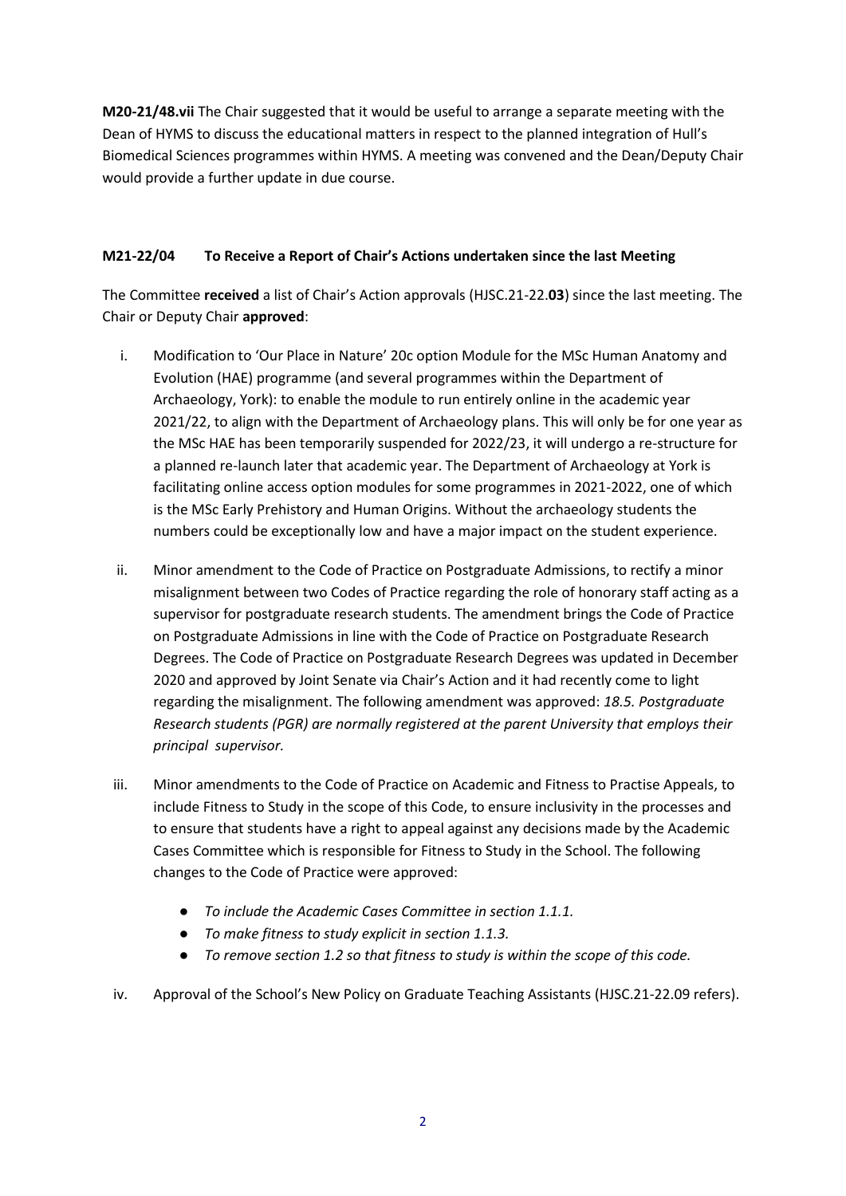**M20-21/48.vii** The Chair suggested that it would be useful to arrange a separate meeting with the Dean of HYMS to discuss the educational matters in respect to the planned integration of Hull's Biomedical Sciences programmes within HYMS. A meeting was convened and the Dean/Deputy Chair would provide a further update in due course.

**M21-22/04 To Receive a Report of Chair's Actions undertaken since the last Meeting**

The Committee **received** a list of Chair's Action approvals (HJSC.21-22.**03**) since the last meeting. The Chair or Deputy Chair **approved**:

i. Modification to 'Our Place in Nature' 20c option Module for the MSc Human Anatomy and Evolution (HAE) programme (and several programmes within the Department of Archaeology, York): to enable the module to run entirely online in the academic year 2021/22, to align with the Department of Archaeology plans. This will only be for one year as the MSc HAE has been temporarily suspended for 2022/23, it will undergo a re-structure for a planned re-launch later that academic year. The Department of Archaeology at York is facilitating online access option modules for some programmes in 2021-2022, one of which is the MSc Early Prehistory and Human Origins. Without the archaeology students the numbers could be exceptionally low and have a major impact on the student experience.

ii. Minor amendment to the Code of Practice on Postgraduate Admissions, to rectify a minor misalignment between two Codes of Practice regarding the role of honorary staff acting as a supervisor for postgraduate research students. The amendment brings the Code of Practice on Postgraduate Admissions in line with the Code of Practice on Postgraduate Research Degrees. The Code of Practice on Postgraduate Research Degrees was updated in December 2020 and approved by Joint Senate via Chair's Action and it had recently come to light regarding the misalignment. The following amendment was approved: *18.5. Postgraduate Research students (PGR) are normally registered at the parent University that employs their principal supervisor.*

iii. Minor amendments to the Code of Practice on Academic and Fitness to Practise Appeals, to include Fitness to Study in the scope of this Code, to ensure inclusivity in the processes and to ensure that students have a right to appeal against any decisions made by the Academic Cases Committee which is responsible for Fitness to Study in the School. The following changes to the Code of Practice were approved:

   - *To include the Academic Cases Committee in section 1.1.1.*
   - *To make fitness to study explicit in section 1.1.3.*
   - *To remove section 1.2 so that fitness to study is within the scope of this code.*

iv. Approval of the School's New Policy on Graduate Teaching Assistants (HJSC.21-22.09 refers).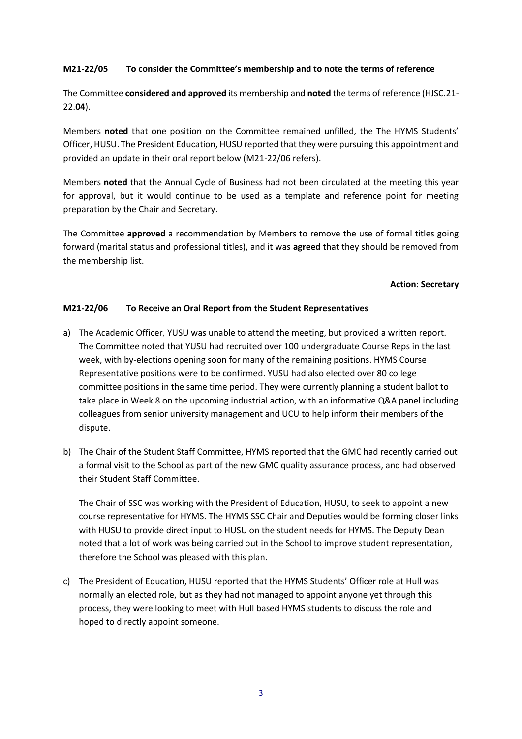**M21-22/05 To consider the Committee's membership and to note the terms of reference**

The Committee **considered and approved** its membership and **noted** the terms of reference (HJSC.21-22.**04**).

Members **noted** that one position on the Committee remained unfilled, the The HYMS Students' Officer, HUSU. The President Education, HUSU reported that they were pursuing this appointment and provided an update in their oral report below (M21-22/06 refers).

Members **noted** that the Annual Cycle of Business had not been circulated at the meeting this year for approval, but it would continue to be used as a template and reference point for meeting preparation by the Chair and Secretary.

The Committee **approved** a recommendation by Members to remove the use of formal titles going forward (marital status and professional titles), and it was **agreed** that they should be removed from the membership list.

**Action: Secretary**

**M21-22/06 To Receive an Oral Report from the Student Representatives**

a) The Academic Officer, YUSU was unable to attend the meeting, but provided a written report. The Committee noted that YUSU had recruited over 100 undergraduate Course Reps in the last week, with by-elections opening soon for many of the remaining positions. HYMS Course Representative positions were to be confirmed. YUSU had also elected over 80 college committee positions in the same time period. They were currently planning a student ballot to take place in Week 8 on the upcoming industrial action, with an informative Q&A panel including colleagues from senior university management and UCU to help inform their members of the dispute.

b) The Chair of the Student Staff Committee, HYMS reported that the GMC had recently carried out a formal visit to the School as part of the new GMC quality assurance process, and had observed their Student Staff Committee.

   The Chair of SSC was working with the President of Education, HUSU, to seek to appoint a new course representative for HYMS. The HYMS SSC Chair and Deputies would be forming closer links with HUSU to provide direct input to HUSU on the student needs for HYMS. The Deputy Dean noted that a lot of work was being carried out in the School to improve student representation, therefore the School was pleased with this plan.

c) The President of Education, HUSU reported that the HYMS Students' Officer role at Hull was normally an elected role, but as they had not managed to appoint anyone yet through this process, they were looking to meet with Hull based HYMS students to discuss the role and hoped to directly appoint someone.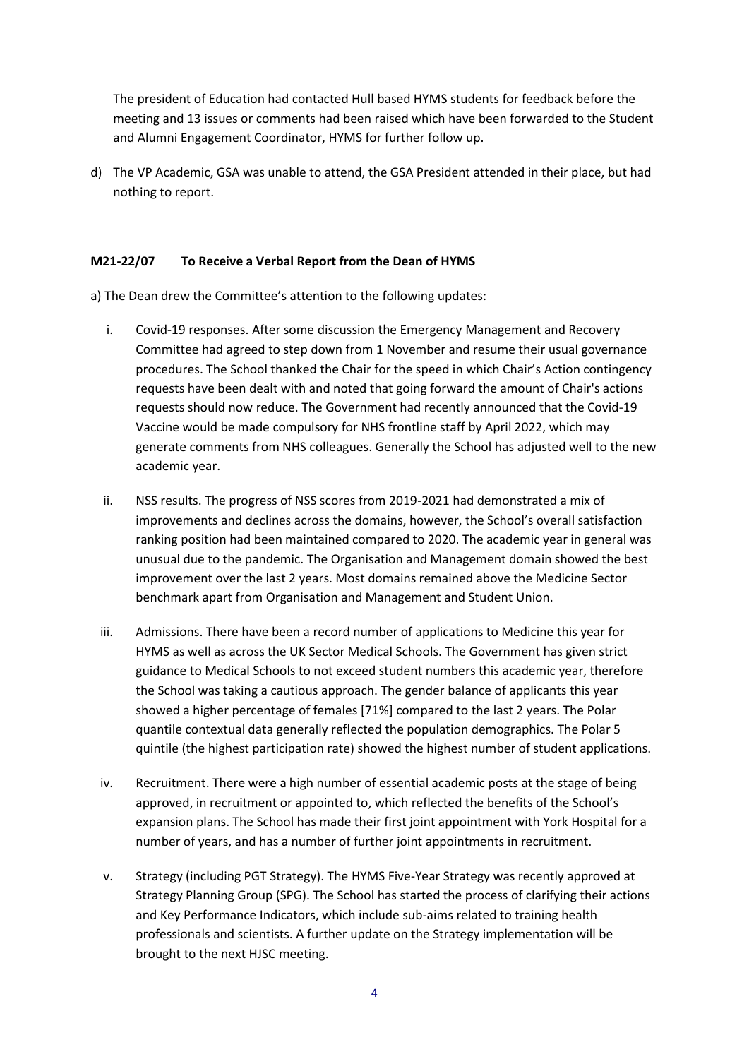The president of Education had contacted Hull based HYMS students for feedback before the meeting and 13 issues or comments had been raised which have been forwarded to the Student and Alumni Engagement Coordinator, HYMS for further follow up.

d) The VP Academic, GSA was unable to attend, the GSA President attended in their place, but had nothing to report.

**M21-22/07 To Receive a Verbal Report from the Dean of HYMS**

a) The Dean drew the Committee's attention to the following updates:

i. Covid-19 responses. After some discussion the Emergency Management and Recovery Committee had agreed to step down from 1 November and resume their usual governance procedures. The School thanked the Chair for the speed in which Chair's Action contingency requests have been dealt with and noted that going forward the amount of Chair's actions requests should now reduce. The Government had recently announced that the Covid-19 Vaccine would be made compulsory for NHS frontline staff by April 2022, which may generate comments from NHS colleagues. Generally the School has adjusted well to the new academic year.

ii. NSS results. The progress of NSS scores from 2019-2021 had demonstrated a mix of improvements and declines across the domains, however, the School's overall satisfaction ranking position had been maintained compared to 2020. The academic year in general was unusual due to the pandemic. The Organisation and Management domain showed the best improvement over the last 2 years. Most domains remained above the Medicine Sector benchmark apart from Organisation and Management and Student Union.

iii. Admissions. There have been a record number of applications to Medicine this year for HYMS as well as across the UK Sector Medical Schools. The Government has given strict guidance to Medical Schools to not exceed student numbers this academic year, therefore the School was taking a cautious approach. The gender balance of applicants this year showed a higher percentage of females [71%] compared to the last 2 years. The Polar quantile contextual data generally reflected the population demographics. The Polar 5 quintile (the highest participation rate) showed the highest number of student applications.

iv. Recruitment. There were a high number of essential academic posts at the stage of being approved, in recruitment or appointed to, which reflected the benefits of the School's expansion plans. The School has made their first joint appointment with York Hospital for a number of years, and has a number of further joint appointments in recruitment.

v. Strategy (including PGT Strategy). The HYMS Five-Year Strategy was recently approved at Strategy Planning Group (SPG). The School has started the process of clarifying their actions and Key Performance Indicators, which include sub-aims related to training health professionals and scientists. A further update on the Strategy implementation will be brought to the next HJSC meeting.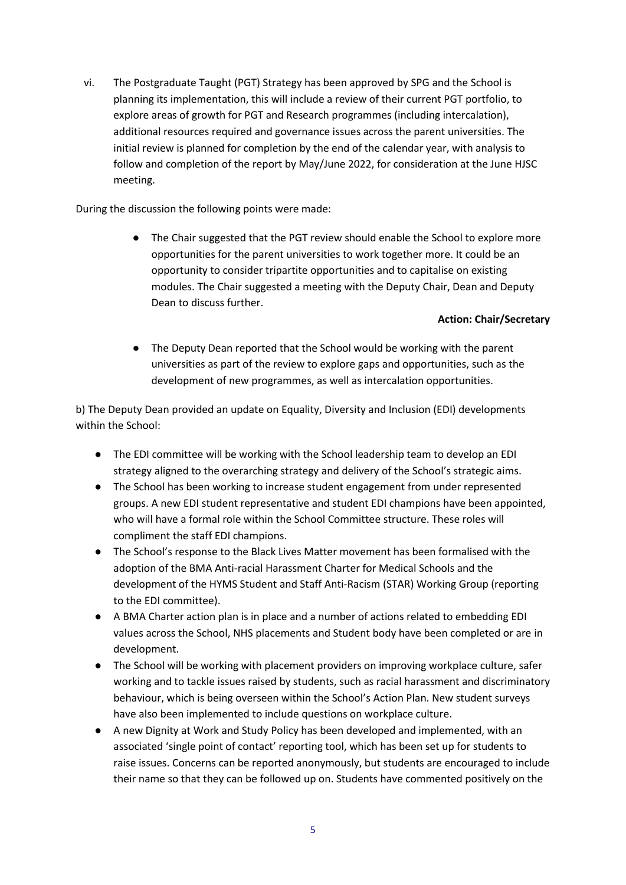vi. The Postgraduate Taught (PGT) Strategy has been approved by SPG and the School is planning its implementation, this will include a review of their current PGT portfolio, to explore areas of growth for PGT and Research programmes (including intercalation), additional resources required and governance issues across the parent universities. The initial review is planned for completion by the end of the calendar year, with analysis to follow and completion of the report by May/June 2022, for consideration at the June HJSC meeting.

During the discussion the following points were made:

- The Chair suggested that the PGT review should enable the School to explore more opportunities for the parent universities to work together more. It could be an opportunity to consider tripartite opportunities and to capitalise on existing modules. The Chair suggested a meeting with the Deputy Chair, Dean and Deputy Dean to discuss further.

  **Action: Chair/Secretary**

- The Deputy Dean reported that the School would be working with the parent universities as part of the review to explore gaps and opportunities, such as the development of new programmes, as well as intercalation opportunities.

b) The Deputy Dean provided an update on Equality, Diversity and Inclusion (EDI) developments within the School:

- The EDI committee will be working with the School leadership team to develop an EDI strategy aligned to the overarching strategy and delivery of the School's strategic aims.
- The School has been working to increase student engagement from under represented groups. A new EDI student representative and student EDI champions have been appointed, who will have a formal role within the School Committee structure. These roles will compliment the staff EDI champions.
- The School's response to the Black Lives Matter movement has been formalised with the adoption of the BMA Anti-racial Harassment Charter for Medical Schools and the development of the HYMS Student and Staff Anti-Racism (STAR) Working Group (reporting to the EDI committee).
- A BMA Charter action plan is in place and a number of actions related to embedding EDI values across the School, NHS placements and Student body have been completed or are in development.
- The School will be working with placement providers on improving workplace culture, safer working and to tackle issues raised by students, such as racial harassment and discriminatory behaviour, which is being overseen within the School's Action Plan. New student surveys have also been implemented to include questions on workplace culture.
- A new Dignity at Work and Study Policy has been developed and implemented, with an associated 'single point of contact' reporting tool, which has been set up for students to raise issues. Concerns can be reported anonymously, but students are encouraged to include their name so that they can be followed up on. Students have commented positively on the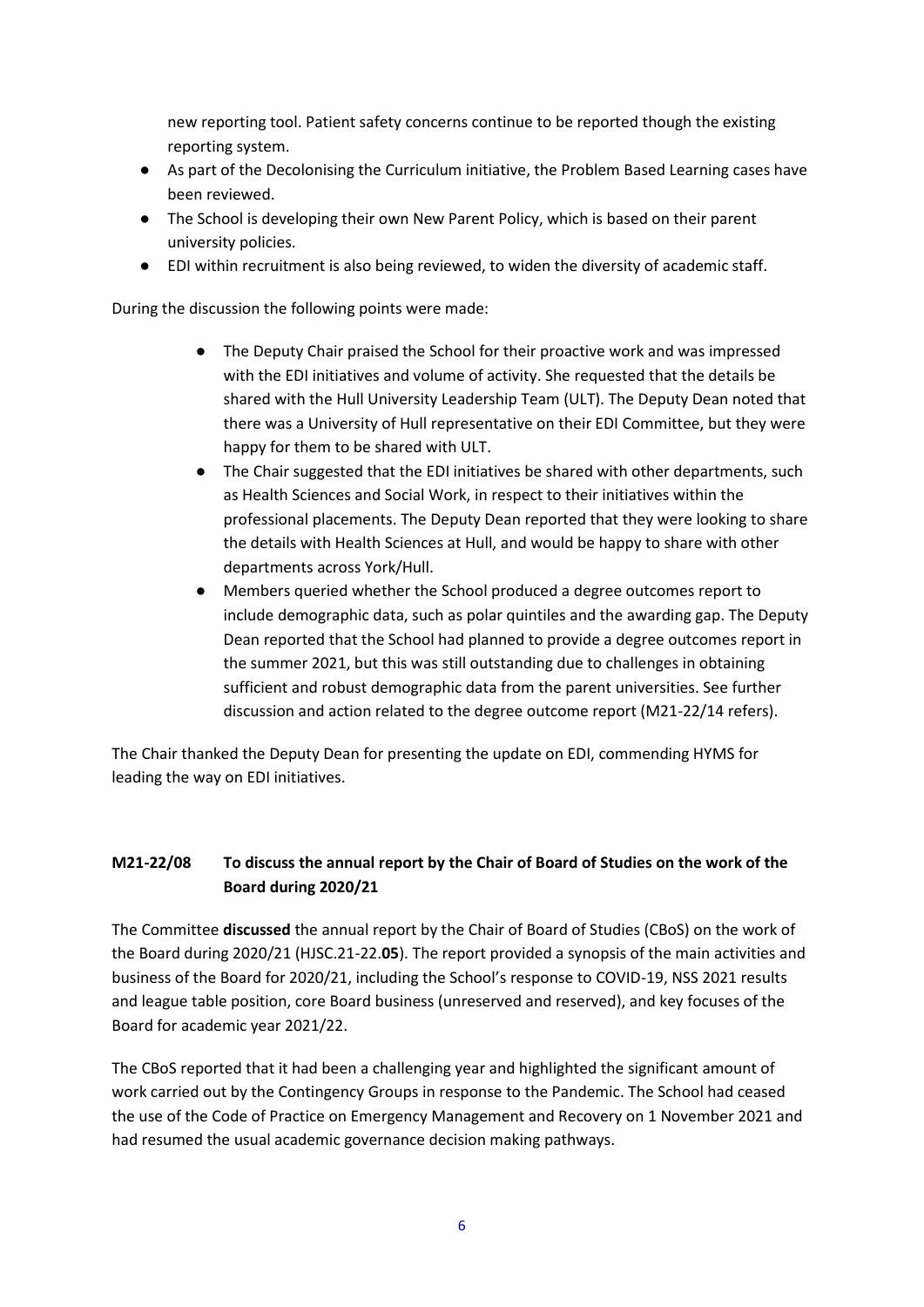new reporting tool. Patient safety concerns continue to be reported though the existing reporting system.

- As part of the Decolonising the Curriculum initiative, the Problem Based Learning cases have been reviewed.
- The School is developing their own New Parent Policy, which is based on their parent university policies.
- EDI within recruitment is also being reviewed, to widen the diversity of academic staff.

During the discussion the following points were made:

- The Deputy Chair praised the School for their proactive work and was impressed with the EDI initiatives and volume of activity. She requested that the details be shared with the Hull University Leadership Team (ULT). The Deputy Dean noted that there was a University of Hull representative on their EDI Committee, but they were happy for them to be shared with ULT.
- The Chair suggested that the EDI initiatives be shared with other departments, such as Health Sciences and Social Work, in respect to their initiatives within the professional placements. The Deputy Dean reported that they were looking to share the details with Health Sciences at Hull, and would be happy to share with other departments across York/Hull.
- Members queried whether the School produced a degree outcomes report to include demographic data, such as polar quintiles and the awarding gap. The Deputy Dean reported that the School had planned to provide a degree outcomes report in the summer 2021, but this was still outstanding due to challenges in obtaining sufficient and robust demographic data from the parent universities. See further discussion and action related to the degree outcome report (M21-22/14 refers).

The Chair thanked the Deputy Dean for presenting the update on EDI, commending HYMS for leading the way on EDI initiatives.

### M21-22/08 To discuss the annual report by the Chair of Board of Studies on the work of the Board during 2020/21

The Committee **discussed** the annual report by the Chair of Board of Studies (CBoS) on the work of the Board during 2020/21 (HJSC.21-22.**05**). The report provided a synopsis of the main activities and business of the Board for 2020/21, including the School's response to COVID-19, NSS 2021 results and league table position, core Board business (unreserved and reserved), and key focuses of the Board for academic year 2021/22.

The CBoS reported that it had been a challenging year and highlighted the significant amount of work carried out by the Contingency Groups in response to the Pandemic. The School had ceased the use of the Code of Practice on Emergency Management and Recovery on 1 November 2021 and had resumed the usual academic governance decision making pathways.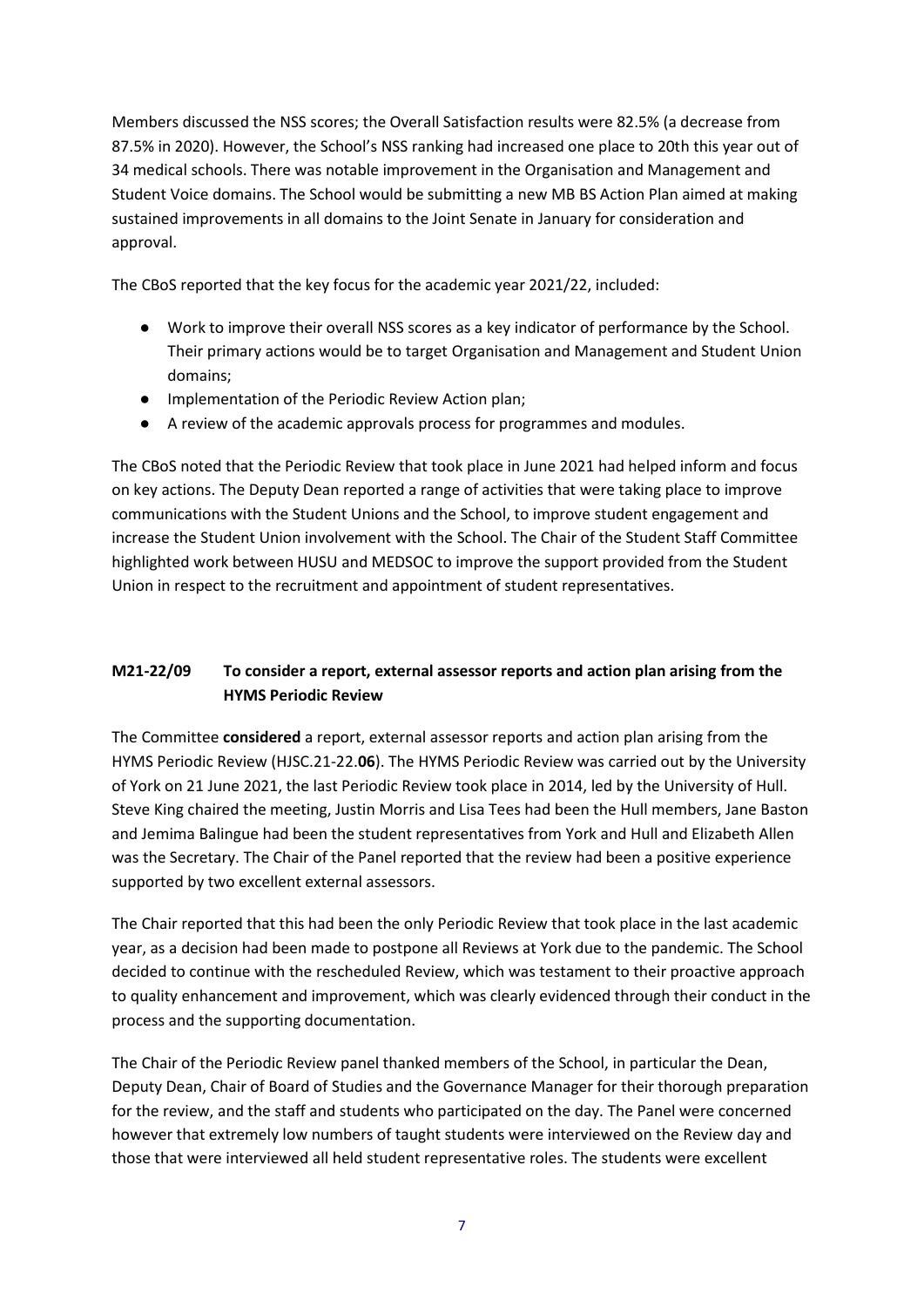Members discussed the NSS scores; the Overall Satisfaction results were 82.5% (a decrease from 87.5% in 2020). However, the School's NSS ranking had increased one place to 20th this year out of 34 medical schools. There was notable improvement in the Organisation and Management and Student Voice domains. The School would be submitting a new MB BS Action Plan aimed at making sustained improvements in all domains to the Joint Senate in January for consideration and approval.

The CBoS reported that the key focus for the academic year 2021/22, included:

- Work to improve their overall NSS scores as a key indicator of performance by the School. Their primary actions would be to target Organisation and Management and Student Union domains;
- Implementation of the Periodic Review Action plan;
- A review of the academic approvals process for programmes and modules.

The CBoS noted that the Periodic Review that took place in June 2021 had helped inform and focus on key actions. The Deputy Dean reported a range of activities that were taking place to improve communications with the Student Unions and the School, to improve student engagement and increase the Student Union involvement with the School. The Chair of the Student Staff Committee highlighted work between HUSU and MEDSOC to improve the support provided from the Student Union in respect to the recruitment and appointment of student representatives.

## M21-22/09 To consider a report, external assessor reports and action plan arising from the HYMS Periodic Review

The Committee **considered** a report, external assessor reports and action plan arising from the HYMS Periodic Review (HJSC.21-22.**06**). The HYMS Periodic Review was carried out by the University of York on 21 June 2021, the last Periodic Review took place in 2014, led by the University of Hull. Steve King chaired the meeting, Justin Morris and Lisa Tees had been the Hull members, Jane Baston and Jemima Balingue had been the student representatives from York and Hull and Elizabeth Allen was the Secretary. The Chair of the Panel reported that the review had been a positive experience supported by two excellent external assessors.

The Chair reported that this had been the only Periodic Review that took place in the last academic year, as a decision had been made to postpone all Reviews at York due to the pandemic. The School decided to continue with the rescheduled Review, which was testament to their proactive approach to quality enhancement and improvement, which was clearly evidenced through their conduct in the process and the supporting documentation.

The Chair of the Periodic Review panel thanked members of the School, in particular the Dean, Deputy Dean, Chair of Board of Studies and the Governance Manager for their thorough preparation for the review, and the staff and students who participated on the day. The Panel were concerned however that extremely low numbers of taught students were interviewed on the Review day and those that were interviewed all held student representative roles. The students were excellent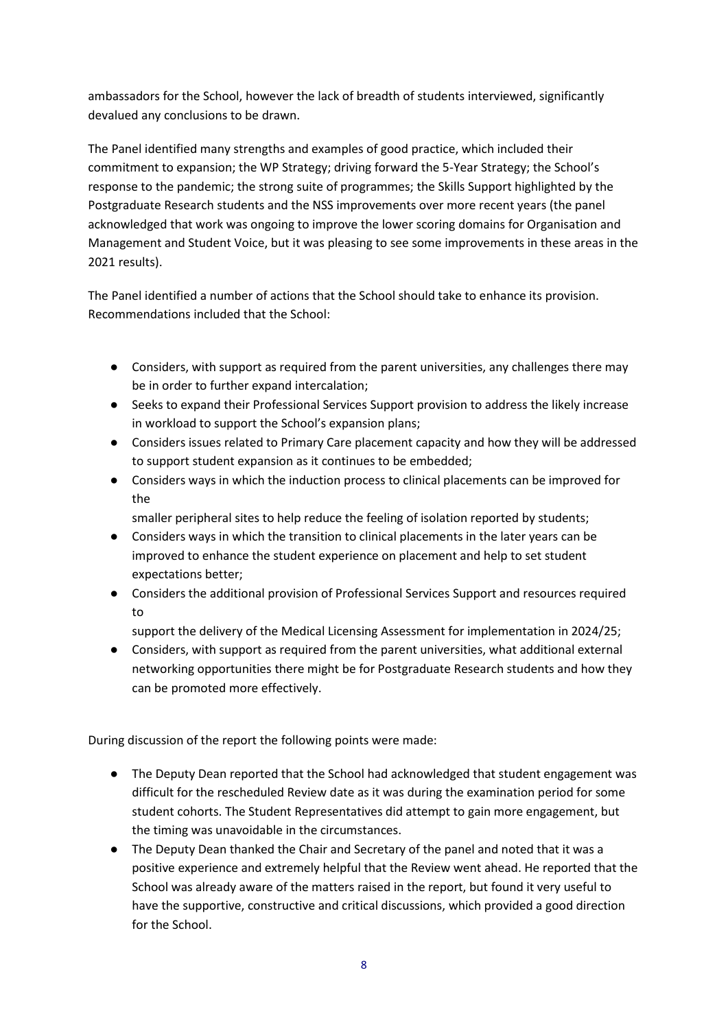ambassadors for the School, however the lack of breadth of students interviewed, significantly devalued any conclusions to be drawn.

The Panel identified many strengths and examples of good practice, which included their commitment to expansion; the WP Strategy; driving forward the 5-Year Strategy; the School's response to the pandemic; the strong suite of programmes; the Skills Support highlighted by the Postgraduate Research students and the NSS improvements over more recent years (the panel acknowledged that work was ongoing to improve the lower scoring domains for Organisation and Management and Student Voice, but it was pleasing to see some improvements in these areas in the 2021 results).

The Panel identified a number of actions that the School should take to enhance its provision. Recommendations included that the School:

- Considers, with support as required from the parent universities, any challenges there may be in order to further expand intercalation;
- Seeks to expand their Professional Services Support provision to address the likely increase in workload to support the School's expansion plans;
- Considers issues related to Primary Care placement capacity and how they will be addressed to support student expansion as it continues to be embedded;
- Considers ways in which the induction process to clinical placements can be improved for the smaller peripheral sites to help reduce the feeling of isolation reported by students;
- Considers ways in which the transition to clinical placements in the later years can be improved to enhance the student experience on placement and help to set student expectations better;
- Considers the additional provision of Professional Services Support and resources required to support the delivery of the Medical Licensing Assessment for implementation in 2024/25;
- Considers, with support as required from the parent universities, what additional external networking opportunities there might be for Postgraduate Research students and how they can be promoted more effectively.

During discussion of the report the following points were made:

- The Deputy Dean reported that the School had acknowledged that student engagement was difficult for the rescheduled Review date as it was during the examination period for some student cohorts. The Student Representatives did attempt to gain more engagement, but the timing was unavoidable in the circumstances.
- The Deputy Dean thanked the Chair and Secretary of the panel and noted that it was a positive experience and extremely helpful that the Review went ahead. He reported that the School was already aware of the matters raised in the report, but found it very useful to have the supportive, constructive and critical discussions, which provided a good direction for the School.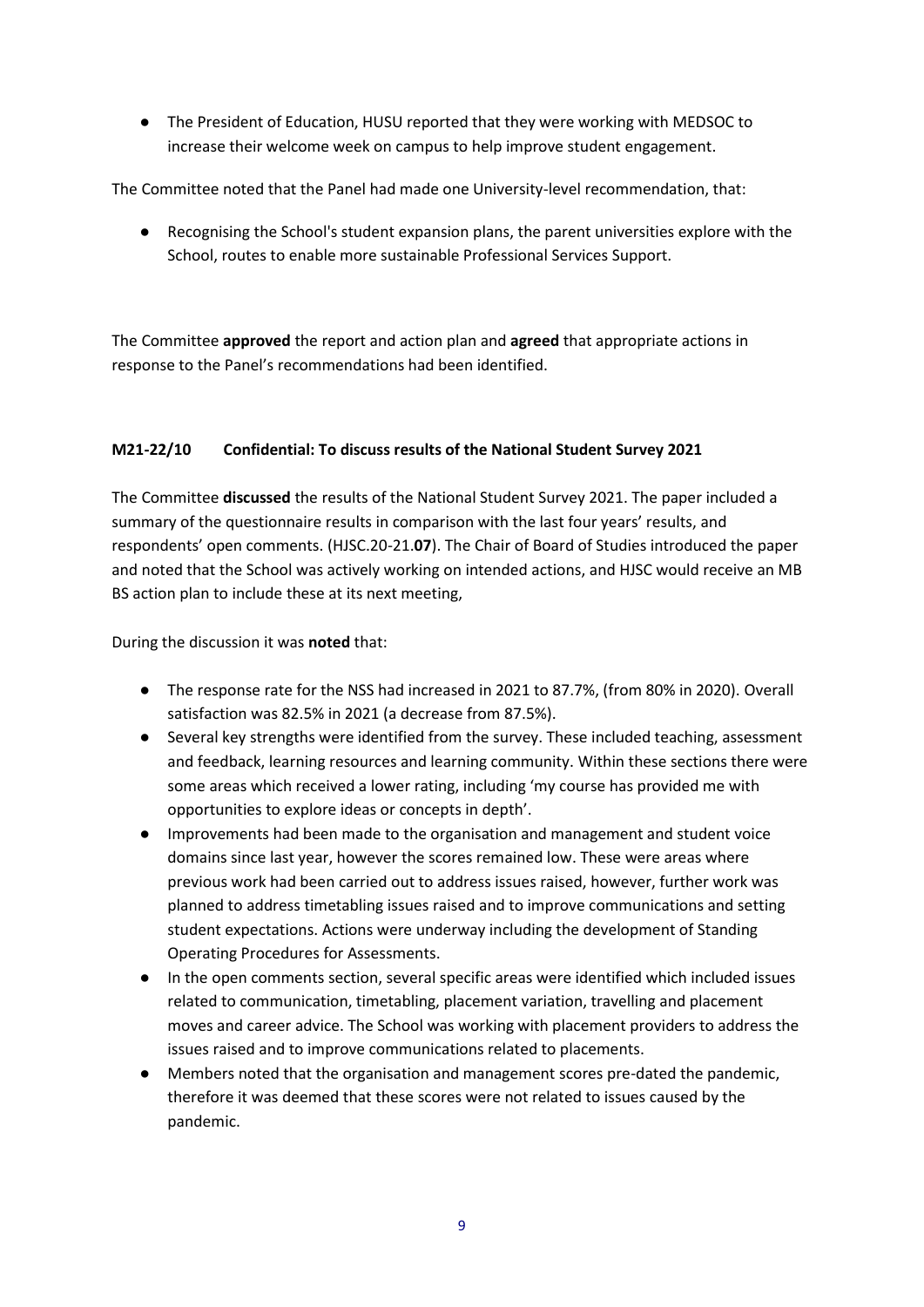- The President of Education, HUSU reported that they were working with MEDSOC to increase their welcome week on campus to help improve student engagement.

The Committee noted that the Panel had made one University-level recommendation, that:

- Recognising the School's student expansion plans, the parent universities explore with the School, routes to enable more sustainable Professional Services Support.

The Committee **approved** the report and action plan and **agreed** that appropriate actions in response to the Panel's recommendations had been identified.

### M21-22/10 Confidential: To discuss results of the National Student Survey 2021

The Committee **discussed** the results of the National Student Survey 2021. The paper included a summary of the questionnaire results in comparison with the last four years' results, and respondents' open comments. (HJSC.20-21.**07**). The Chair of Board of Studies introduced the paper and noted that the School was actively working on intended actions, and HJSC would receive an MB BS action plan to include these at its next meeting,

During the discussion it was **noted** that:

- The response rate for the NSS had increased in 2021 to 87.7%, (from 80% in 2020). Overall satisfaction was 82.5% in 2021 (a decrease from 87.5%).
- Several key strengths were identified from the survey. These included teaching, assessment and feedback, learning resources and learning community. Within these sections there were some areas which received a lower rating, including 'my course has provided me with opportunities to explore ideas or concepts in depth'.
- Improvements had been made to the organisation and management and student voice domains since last year, however the scores remained low. These were areas where previous work had been carried out to address issues raised, however, further work was planned to address timetabling issues raised and to improve communications and setting student expectations. Actions were underway including the development of Standing Operating Procedures for Assessments.
- In the open comments section, several specific areas were identified which included issues related to communication, timetabling, placement variation, travelling and placement moves and career advice. The School was working with placement providers to address the issues raised and to improve communications related to placements.
- Members noted that the organisation and management scores pre-dated the pandemic, therefore it was deemed that these scores were not related to issues caused by the pandemic.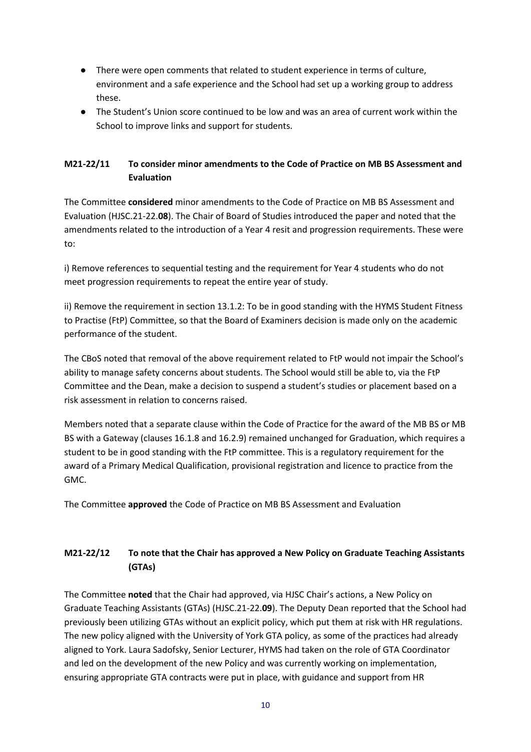- There were open comments that related to student experience in terms of culture, environment and a safe experience and the School had set up a working group to address these.
- The Student's Union score continued to be low and was an area of current work within the School to improve links and support for students.

### M21-22/11 To consider minor amendments to the Code of Practice on MB BS Assessment and Evaluation

The Committee **considered** minor amendments to the Code of Practice on MB BS Assessment and Evaluation (HJSC.21-22.**08**). The Chair of Board of Studies introduced the paper and noted that the amendments related to the introduction of a Year 4 resit and progression requirements. These were to:

i) Remove references to sequential testing and the requirement for Year 4 students who do not meet progression requirements to repeat the entire year of study.

ii) Remove the requirement in section 13.1.2: To be in good standing with the HYMS Student Fitness to Practise (FtP) Committee, so that the Board of Examiners decision is made only on the academic performance of the student.

The CBoS noted that removal of the above requirement related to FtP would not impair the School's ability to manage safety concerns about students. The School would still be able to, via the FtP Committee and the Dean, make a decision to suspend a student's studies or placement based on a risk assessment in relation to concerns raised.

Members noted that a separate clause within the Code of Practice for the award of the MB BS or MB BS with a Gateway (clauses 16.1.8 and 16.2.9) remained unchanged for Graduation, which requires a student to be in good standing with the FtP committee. This is a regulatory requirement for the award of a Primary Medical Qualification, provisional registration and licence to practice from the GMC.

The Committee **approved** the Code of Practice on MB BS Assessment and Evaluation

### M21-22/12 To note that the Chair has approved a New Policy on Graduate Teaching Assistants (GTAs)

The Committee **noted** that the Chair had approved, via HJSC Chair's actions, a New Policy on Graduate Teaching Assistants (GTAs) (HJSC.21-22.**09**). The Deputy Dean reported that the School had previously been utilizing GTAs without an explicit policy, which put them at risk with HR regulations. The new policy aligned with the University of York GTA policy, as some of the practices had already aligned to York. Laura Sadofsky, Senior Lecturer, HYMS had taken on the role of GTA Coordinator and led on the development of the new Policy and was currently working on implementation, ensuring appropriate GTA contracts were put in place, with guidance and support from HR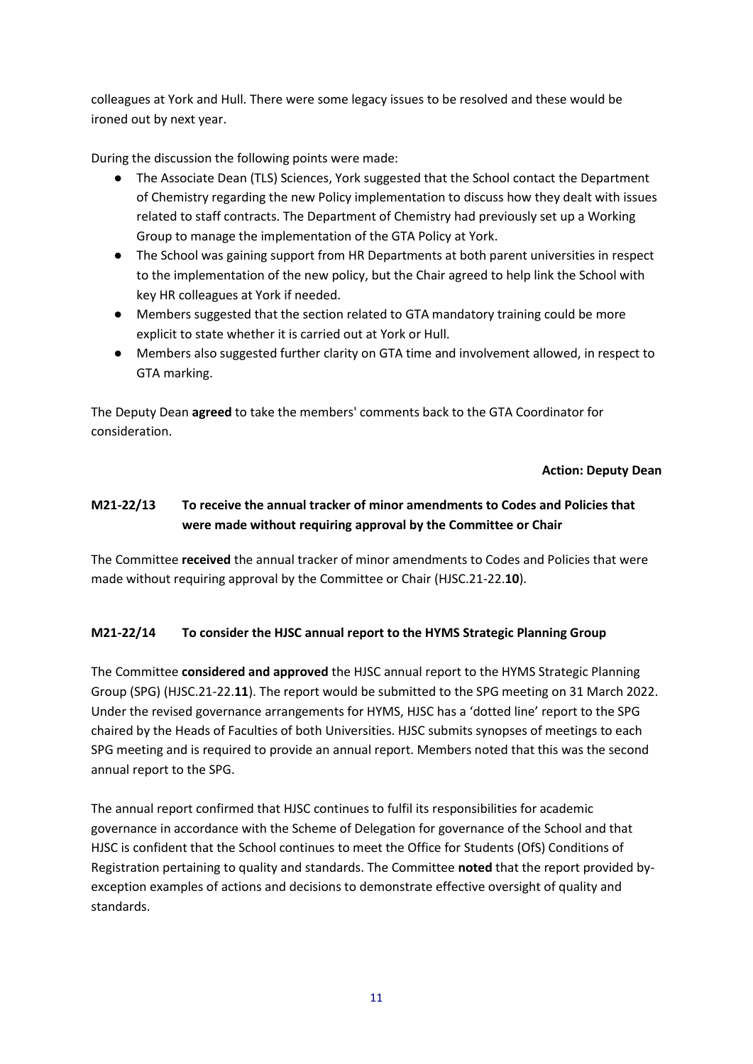colleagues at York and Hull. There were some legacy issues to be resolved and these would be ironed out by next year.

During the discussion the following points were made:

- The Associate Dean (TLS) Sciences, York suggested that the School contact the Department of Chemistry regarding the new Policy implementation to discuss how they dealt with issues related to staff contracts. The Department of Chemistry had previously set up a Working Group to manage the implementation of the GTA Policy at York.
- The School was gaining support from HR Departments at both parent universities in respect to the implementation of the new policy, but the Chair agreed to help link the School with key HR colleagues at York if needed.
- Members suggested that the section related to GTA mandatory training could be more explicit to state whether it is carried out at York or Hull.
- Members also suggested further clarity on GTA time and involvement allowed, in respect to GTA marking.

The Deputy Dean **agreed** to take the members' comments back to the GTA Coordinator for consideration.

**Action: Deputy Dean**

### M21-22/13 To receive the annual tracker of minor amendments to Codes and Policies that were made without requiring approval by the Committee or Chair

The Committee **received** the annual tracker of minor amendments to Codes and Policies that were made without requiring approval by the Committee or Chair (HJSC.21-22.**10**).

### M21-22/14 To consider the HJSC annual report to the HYMS Strategic Planning Group

The Committee **considered and approved** the HJSC annual report to the HYMS Strategic Planning Group (SPG) (HJSC.21-22.**11**). The report would be submitted to the SPG meeting on 31 March 2022. Under the revised governance arrangements for HYMS, HJSC has a 'dotted line' report to the SPG chaired by the Heads of Faculties of both Universities. HJSC submits synopses of meetings to each SPG meeting and is required to provide an annual report. Members noted that this was the second annual report to the SPG.

The annual report confirmed that HJSC continues to fulfil its responsibilities for academic governance in accordance with the Scheme of Delegation for governance of the School and that HJSC is confident that the School continues to meet the Office for Students (OfS) Conditions of Registration pertaining to quality and standards. The Committee **noted** that the report provided by-exception examples of actions and decisions to demonstrate effective oversight of quality and standards.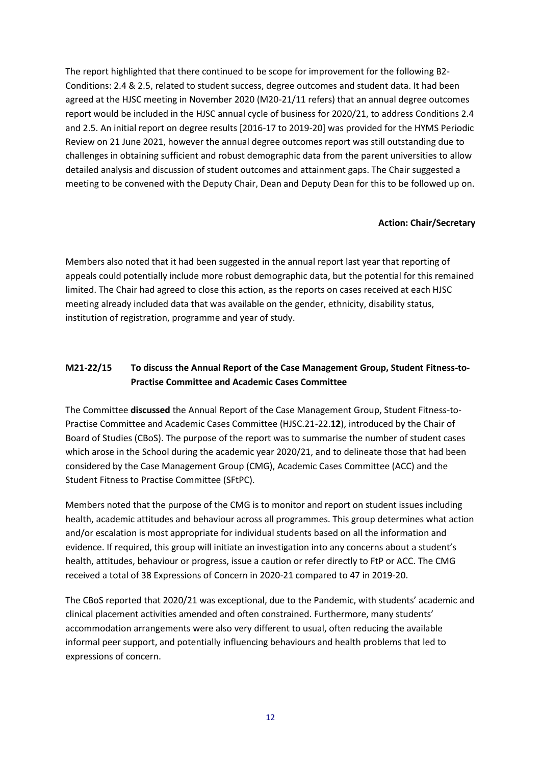The report highlighted that there continued to be scope for improvement for the following B2-Conditions: 2.4 & 2.5, related to student success, degree outcomes and student data. It had been agreed at the HJSC meeting in November 2020 (M20-21/11 refers) that an annual degree outcomes report would be included in the HJSC annual cycle of business for 2020/21, to address Conditions 2.4 and 2.5. An initial report on degree results [2016-17 to 2019-20] was provided for the HYMS Periodic Review on 21 June 2021, however the annual degree outcomes report was still outstanding due to challenges in obtaining sufficient and robust demographic data from the parent universities to allow detailed analysis and discussion of student outcomes and attainment gaps. The Chair suggested a meeting to be convened with the Deputy Chair, Dean and Deputy Dean for this to be followed up on.

**Action: Chair/Secretary**

Members also noted that it had been suggested in the annual report last year that reporting of appeals could potentially include more robust demographic data, but the potential for this remained limited. The Chair had agreed to close this action, as the reports on cases received at each HJSC meeting already included data that was available on the gender, ethnicity, disability status, institution of registration, programme and year of study.

**M21-22/15 To discuss the Annual Report of the Case Management Group, Student Fitness-to-Practise Committee and Academic Cases Committee**

The Committee **discussed** the Annual Report of the Case Management Group, Student Fitness-to-Practise Committee and Academic Cases Committee (HJSC.21-22.**12**), introduced by the Chair of Board of Studies (CBoS). The purpose of the report was to summarise the number of student cases which arose in the School during the academic year 2020/21, and to delineate those that had been considered by the Case Management Group (CMG), Academic Cases Committee (ACC) and the Student Fitness to Practise Committee (SFtPC).

Members noted that the purpose of the CMG is to monitor and report on student issues including health, academic attitudes and behaviour across all programmes. This group determines what action and/or escalation is most appropriate for individual students based on all the information and evidence. If required, this group will initiate an investigation into any concerns about a student's health, attitudes, behaviour or progress, issue a caution or refer directly to FtP or ACC. The CMG received a total of 38 Expressions of Concern in 2020-21 compared to 47 in 2019-20.

The CBoS reported that 2020/21 was exceptional, due to the Pandemic, with students' academic and clinical placement activities amended and often constrained. Furthermore, many students' accommodation arrangements were also very different to usual, often reducing the available informal peer support, and potentially influencing behaviours and health problems that led to expressions of concern.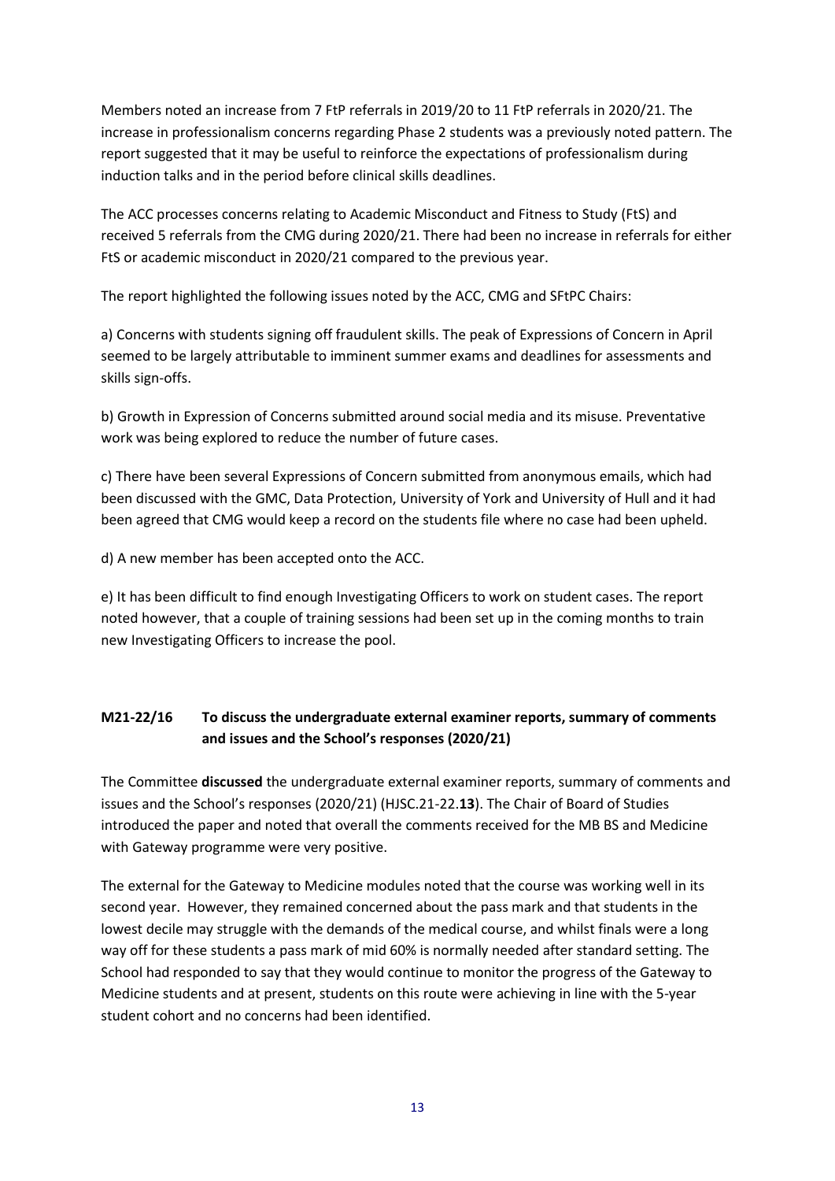Members noted an increase from 7 FtP referrals in 2019/20 to 11 FtP referrals in 2020/21. The increase in professionalism concerns regarding Phase 2 students was a previously noted pattern. The report suggested that it may be useful to reinforce the expectations of professionalism during induction talks and in the period before clinical skills deadlines.

The ACC processes concerns relating to Academic Misconduct and Fitness to Study (FtS) and received 5 referrals from the CMG during 2020/21. There had been no increase in referrals for either FtS or academic misconduct in 2020/21 compared to the previous year.

The report highlighted the following issues noted by the ACC, CMG and SFtPC Chairs:

a) Concerns with students signing off fraudulent skills. The peak of Expressions of Concern in April seemed to be largely attributable to imminent summer exams and deadlines for assessments and skills sign-offs.

b) Growth in Expression of Concerns submitted around social media and its misuse. Preventative work was being explored to reduce the number of future cases.

c) There have been several Expressions of Concern submitted from anonymous emails, which had been discussed with the GMC, Data Protection, University of York and University of Hull and it had been agreed that CMG would keep a record on the students file where no case had been upheld.

d) A new member has been accepted onto the ACC.

e) It has been difficult to find enough Investigating Officers to work on student cases. The report noted however, that a couple of training sessions had been set up in the coming months to train new Investigating Officers to increase the pool.

### M21-22/16 To discuss the undergraduate external examiner reports, summary of comments and issues and the School's responses (2020/21)

The Committee **discussed** the undergraduate external examiner reports, summary of comments and issues and the School's responses (2020/21) (HJSC.21-22.**13**). The Chair of Board of Studies introduced the paper and noted that overall the comments received for the MB BS and Medicine with Gateway programme were very positive.

The external for the Gateway to Medicine modules noted that the course was working well in its second year. However, they remained concerned about the pass mark and that students in the lowest decile may struggle with the demands of the medical course, and whilst finals were a long way off for these students a pass mark of mid 60% is normally needed after standard setting. The School had responded to say that they would continue to monitor the progress of the Gateway to Medicine students and at present, students on this route were achieving in line with the 5-year student cohort and no concerns had been identified.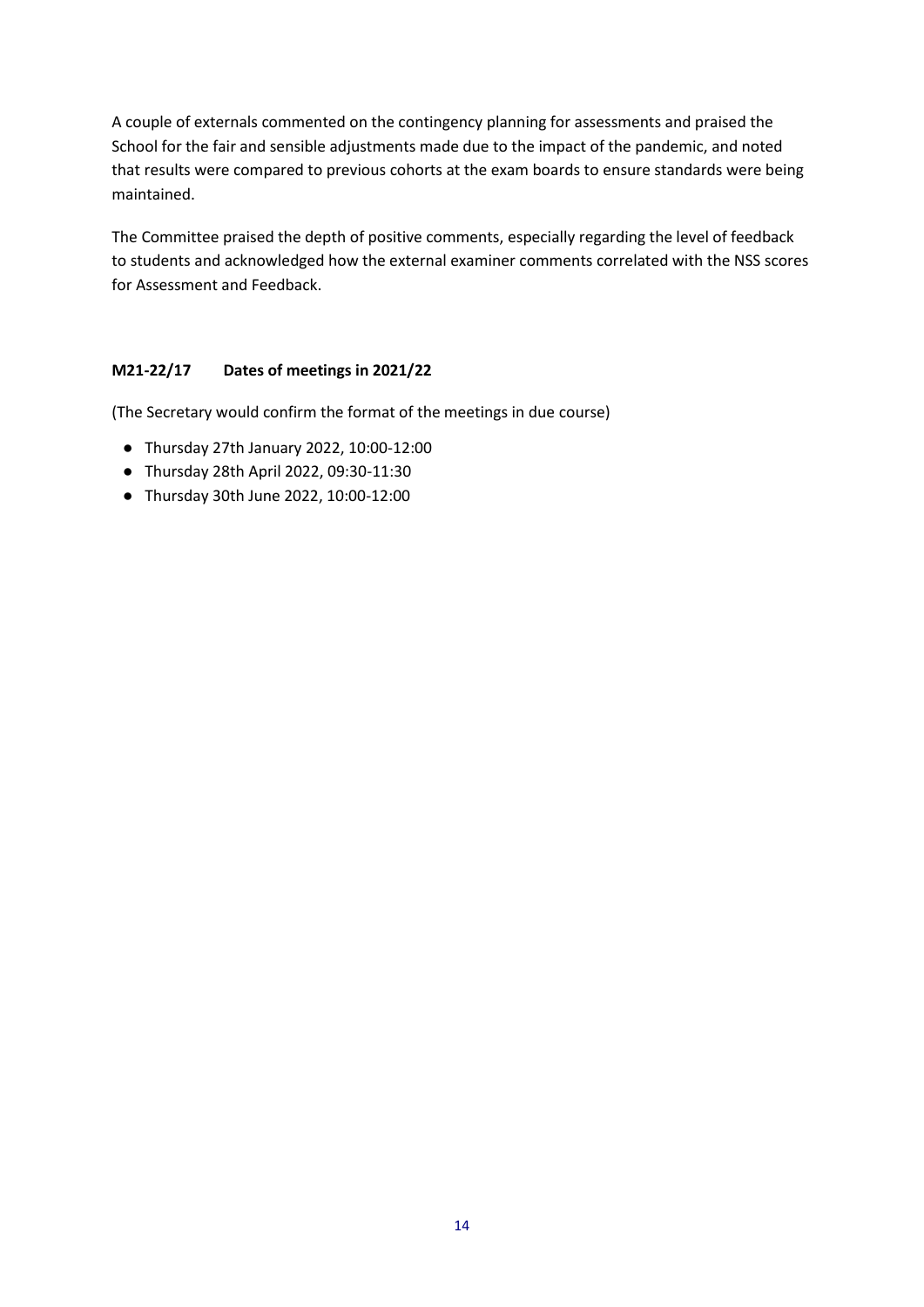A couple of externals commented on the contingency planning for assessments and praised the School for the fair and sensible adjustments made due to the impact of the pandemic, and noted that results were compared to previous cohorts at the exam boards to ensure standards were being maintained.

The Committee praised the depth of positive comments, especially regarding the level of feedback to students and acknowledged how the external examiner comments correlated with the NSS scores for Assessment and Feedback.

**M21-22/17 Dates of meetings in 2021/22**

(The Secretary would confirm the format of the meetings in due course)

- Thursday 27th January 2022, 10:00-12:00
- Thursday 28th April 2022, 09:30-11:30
- Thursday 30th June 2022, 10:00-12:00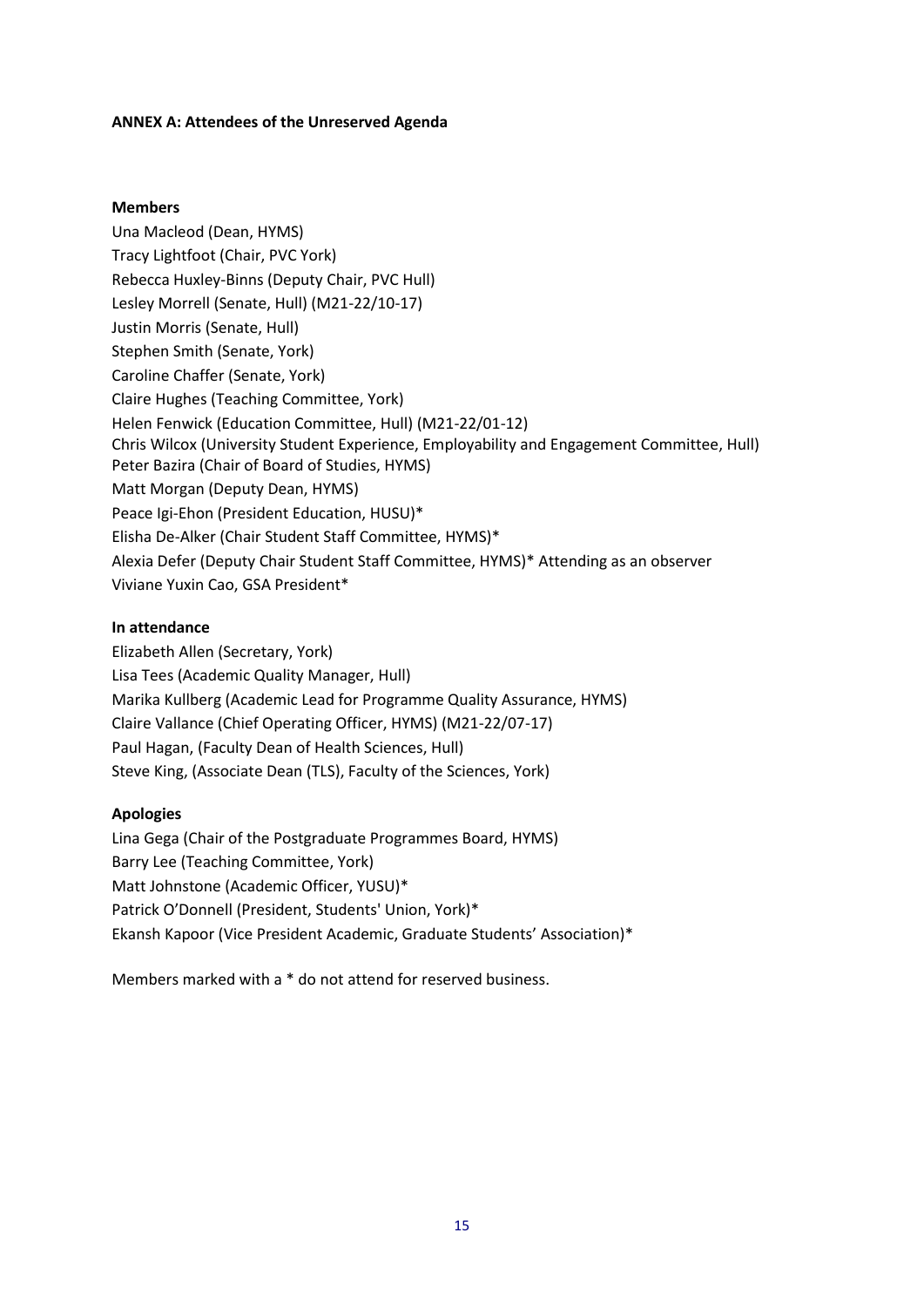**ANNEX A: Attendees of the Unreserved Agenda**

**Members**

Una Macleod (Dean, HYMS)
Tracy Lightfoot (Chair, PVC York)
Rebecca Huxley-Binns (Deputy Chair, PVC Hull)
Lesley Morrell (Senate, Hull) (M21-22/10-17)
Justin Morris (Senate, Hull)
Stephen Smith (Senate, York)
Caroline Chaffer (Senate, York)
Claire Hughes (Teaching Committee, York)
Helen Fenwick (Education Committee, Hull) (M21-22/01-12)
Chris Wilcox (University Student Experience, Employability and Engagement Committee, Hull)
Peter Bazira (Chair of Board of Studies, HYMS)
Matt Morgan (Deputy Dean, HYMS)
Peace Igi-Ehon (President Education, HUSU)*
Elisha De-Alker (Chair Student Staff Committee, HYMS)*
Alexia Defer (Deputy Chair Student Staff Committee, HYMS)* Attending as an observer
Viviane Yuxin Cao, GSA President*

**In attendance**

Elizabeth Allen (Secretary, York)
Lisa Tees (Academic Quality Manager, Hull)
Marika Kullberg (Academic Lead for Programme Quality Assurance, HYMS)
Claire Vallance (Chief Operating Officer, HYMS) (M21-22/07-17)
Paul Hagan, (Faculty Dean of Health Sciences, Hull)
Steve King, (Associate Dean (TLS), Faculty of the Sciences, York)

**Apologies**

Lina Gega (Chair of the Postgraduate Programmes Board, HYMS)
Barry Lee (Teaching Committee, York)
Matt Johnstone (Academic Officer, YUSU)*
Patrick O'Donnell (President, Students' Union, York)*
Ekansh Kapoor (Vice President Academic, Graduate Students' Association)*

Members marked with a * do not attend for reserved business.